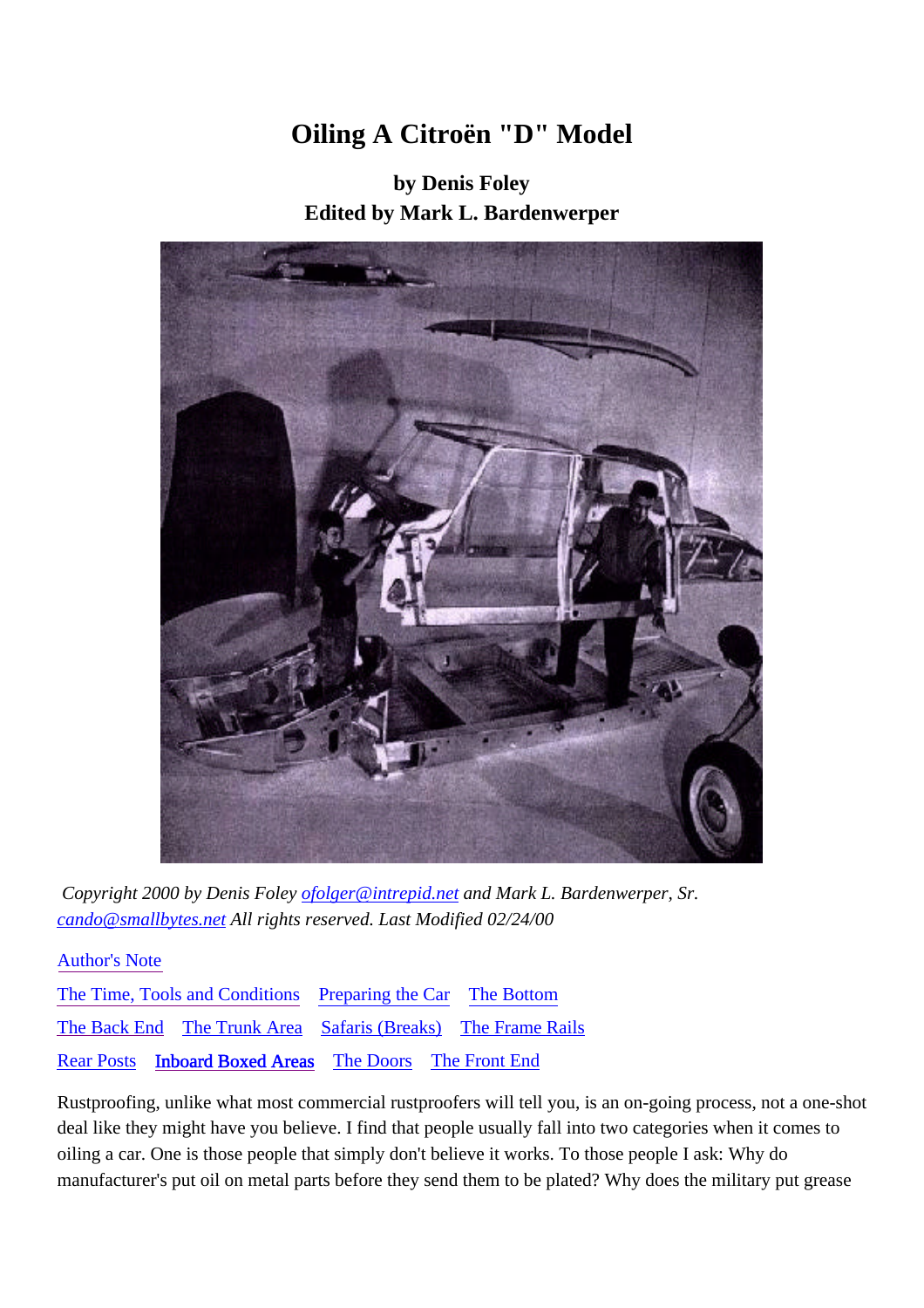# Oiling A Citroën "D" Model

**by Denis Foley**
**Edited by Mark L. Bardenwerper**

*Copyright 2000 by Denis Foley ofolger@intrepid.net and Mark L. Bardenwerper, Sr. cando@smallbytes.net All rights reserved. Last Modified 02/24/00*

Author's Note

The Time, Tools and Conditions    Preparing the Car    The Bottom

The Back End    The Trunk Area    Safaris (Breaks)    The Frame Rails

Rear Posts    **Inboard Boxed Areas**    The Doors    The Front End

Rustproofing, unlike what most commercial rustproofers will tell you, is an on-going process, not a one-shot deal like they might have you believe. I find that people usually fall into two categories when it comes to oiling a car. One is those people that simply don't believe it works. To those people I ask: Why do manufacturer's put oil on metal parts before they send them to be plated? Why does the military put grease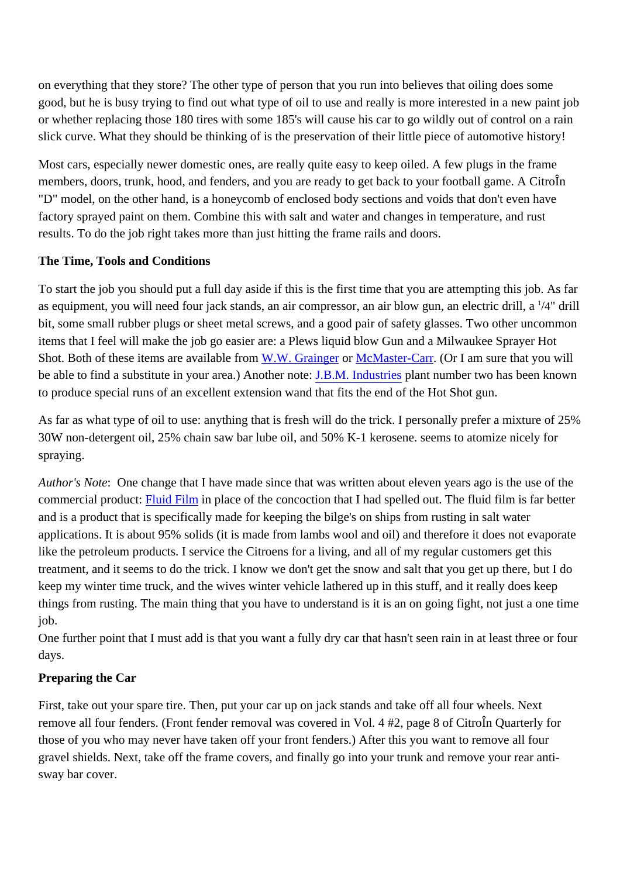on everything that they store? The other type of person that you run into believes that oiling does some good, but he is busy trying to find out what type of oil to use and really is more interested in a new paint job or whether replacing those 180 tires with some 185's will cause his car to go wildly out of control on a rain slick curve. What they should be thinking of is the preservation of their little piece of automotive history!

Most cars, especially newer domestic ones, are really quite easy to keep oiled. A few plugs in the frame members, doors, trunk, hood, and fenders, and you are ready to get back to your football game. A CitroÎn "D" model, on the other hand, is a honeycomb of enclosed body sections and voids that don't even have factory sprayed paint on them. Combine this with salt and water and changes in temperature, and rust results. To do the job right takes more than just hitting the frame rails and doors.

**The Time, Tools and Conditions**

To start the job you should put a full day aside if this is the first time that you are attempting this job. As far as equipment, you will need four jack stands, an air compressor, an air blow gun, an electric drill, a 1/4" drill bit, some small rubber plugs or sheet metal screws, and a good pair of safety glasses. Two other uncommon items that I feel will make the job go easier are: a Plews liquid blow Gun and a Milwaukee Sprayer Hot Shot. Both of these items are available from W.W. Grainger or McMaster-Carr. (Or I am sure that you will be able to find a substitute in your area.) Another note: J.B.M. Industries plant number two has been known to produce special runs of an excellent extension wand that fits the end of the Hot Shot gun.

As far as what type of oil to use: anything that is fresh will do the trick. I personally prefer a mixture of 25% 30W non-detergent oil, 25% chain saw bar lube oil, and 50% K-1 kerosene. seems to atomize nicely for spraying.

*Author's Note*: One change that I have made since that was written about eleven years ago is the use of the commercial product: Fluid Film in place of the concoction that I had spelled out. The fluid film is far better and is a product that is specifically made for keeping the bilge's on ships from rusting in salt water applications. It is about 95% solids (it is made from lambs wool and oil) and therefore it does not evaporate like the petroleum products. I service the Citroens for a living, and all of my regular customers get this treatment, and it seems to do the trick. I know we don't get the snow and salt that you get up there, but I do keep my winter time truck, and the wives winter vehicle lathered up in this stuff, and it really does keep things from rusting. The main thing that you have to understand is it is an on going fight, not just a one time job.

One further point that I must add is that you want a fully dry car that hasn't seen rain in at least three or four days.

**Preparing the Car**

First, take out your spare tire. Then, put your car up on jack stands and take off all four wheels. Next remove all four fenders. (Front fender removal was covered in Vol. 4 #2, page 8 of CitroÎn Quarterly for those of you who may never have taken off your front fenders.) After this you want to remove all four gravel shields. Next, take off the frame covers, and finally go into your trunk and remove your rear anti-sway bar cover.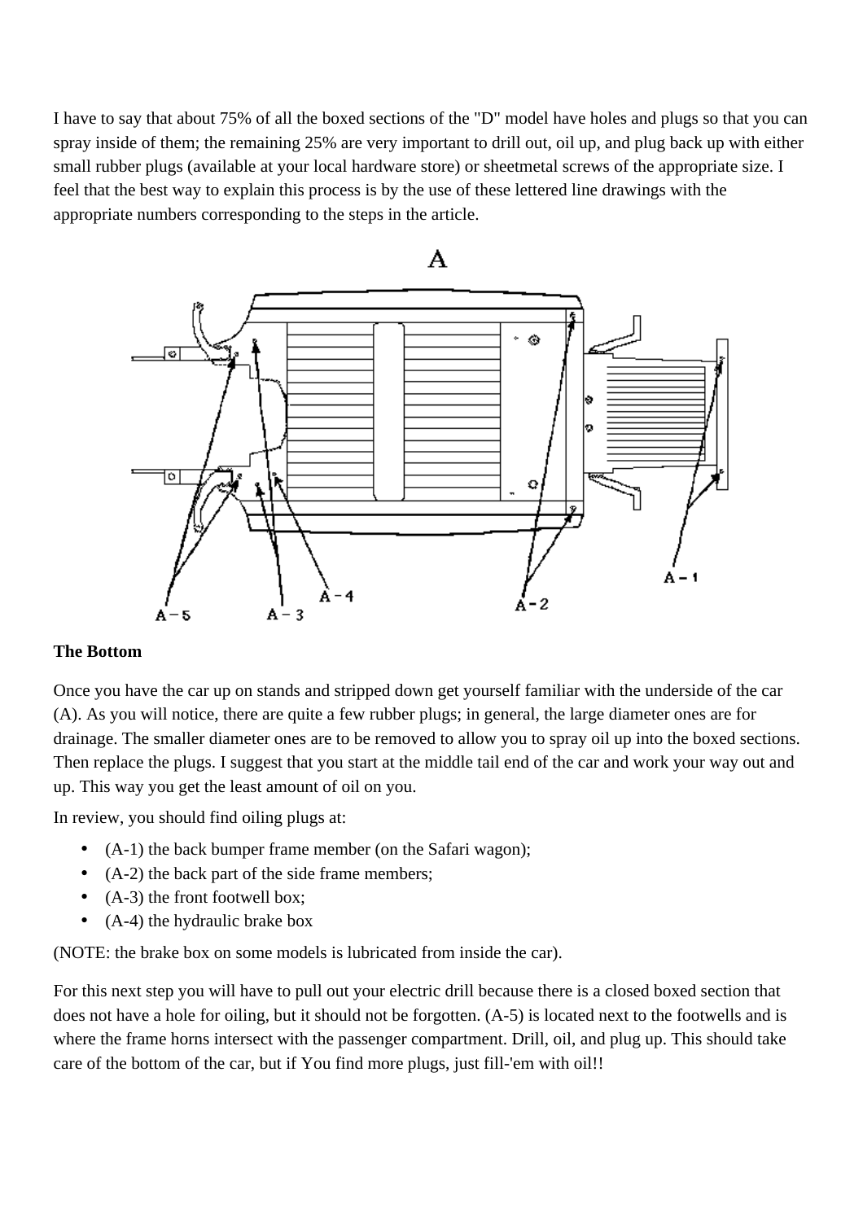I have to say that about 75% of all the boxed sections of the "D" model have holes and plugs so that you can spray inside of them; the remaining 25% are very important to drill out, oil up, and plug back up with either small rubber plugs (available at your local hardware store) or sheetmetal screws of the appropriate size. I feel that the best way to explain this process is by the use of these lettered line drawings with the appropriate numbers corresponding to the steps in the article.

**The Bottom**

Once you have the car up on stands and stripped down get yourself familiar with the underside of the car (A). As you will notice, there are quite a few rubber plugs; in general, the large diameter ones are for drainage. The smaller diameter ones are to be removed to allow you to spray oil up into the boxed sections. Then replace the plugs. I suggest that you start at the middle tail end of the car and work your way out and up. This way you get the least amount of oil on you.

In review, you should find oiling plugs at:

- (A-1) the back bumper frame member (on the Safari wagon);
- (A-2) the back part of the side frame members;
- (A-3) the front footwell box;
- (A-4) the hydraulic brake box

(NOTE: the brake box on some models is lubricated from inside the car).

For this next step you will have to pull out your electric drill because there is a closed boxed section that does not have a hole for oiling, but it should not be forgotten. (A-5) is located next to the footwells and is where the frame horns intersect with the passenger compartment. Drill, oil, and plug up. This should take care of the bottom of the car, but if You find more plugs, just fill-'em with oil!!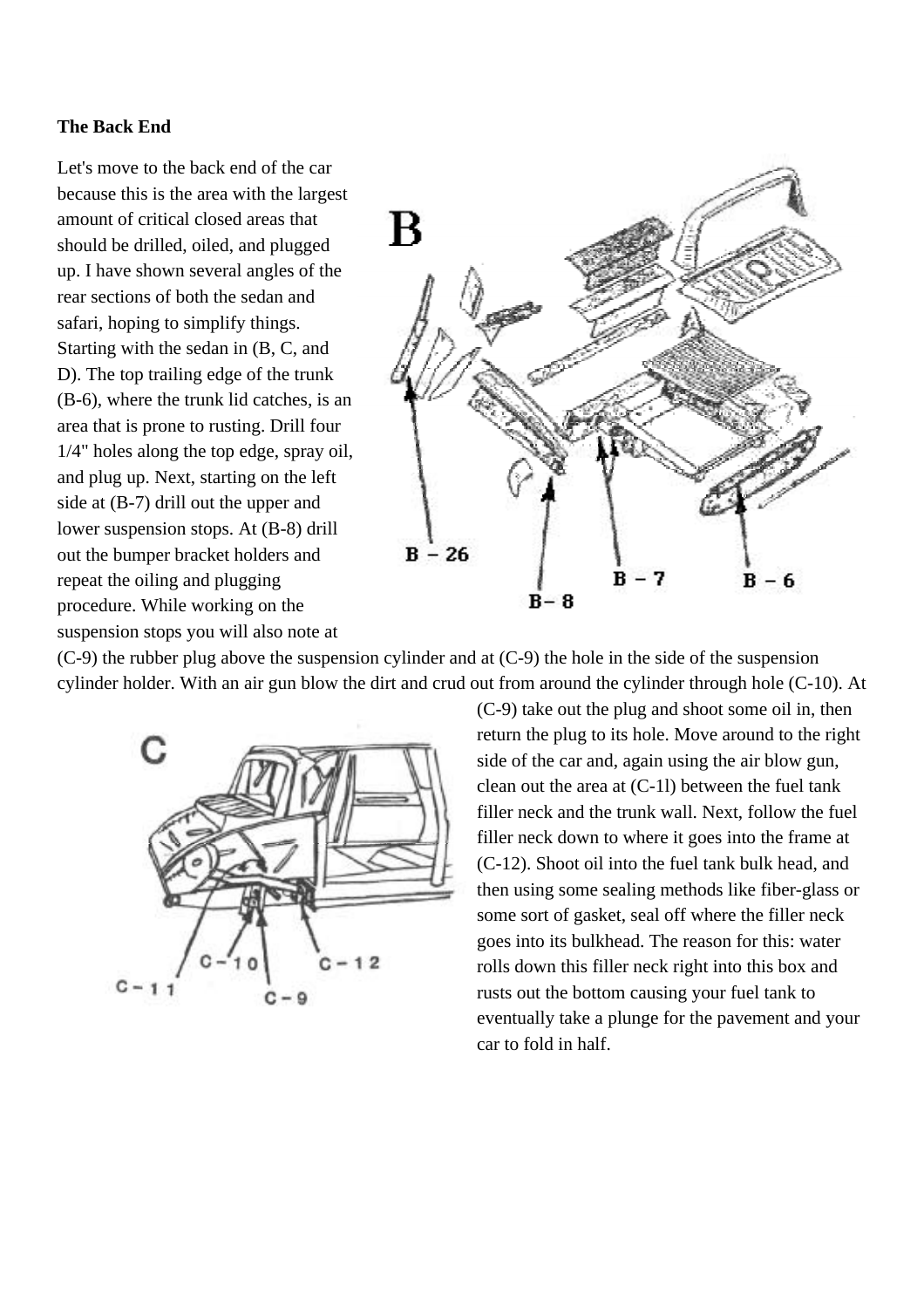**The Back End**

Let's move to the back end of the car because this is the area with the largest amount of critical closed areas that should be drilled, oiled, and plugged up. I have shown several angles of the rear sections of both the sedan and safari, hoping to simplify things. Starting with the sedan in (B, C, and D). The top trailing edge of the trunk (B-6), where the trunk lid catches, is an area that is prone to rusting. Drill four 1/4" holes along the top edge, spray oil, and plug up. Next, starting on the left side at (B-7) drill out the upper and lower suspension stops. At (B-8) drill out the bumper bracket holders and repeat the oiling and plugging procedure. While working on the suspension stops you will also note at (C-9) the rubber plug above the suspension cylinder and at (C-9) the hole in the side of the suspension cylinder holder. With an air gun blow the dirt and crud out from around the cylinder through hole (C-10). At (C-9) take out the plug and shoot some oil in, then return the plug to its hole. Move around to the right side of the car and, again using the air blow gun, clean out the area at (C-1l) between the fuel tank filler neck and the trunk wall. Next, follow the fuel filler neck down to where it goes into the frame at (C-12). Shoot oil into the fuel tank bulk head, and then using some sealing methods like fiber-glass or some sort of gasket, seal off where the filler neck goes into its bulkhead. The reason for this: water rolls down this filler neck right into this box and rusts out the bottom causing your fuel tank to eventually take a plunge for the pavement and your car to fold in half.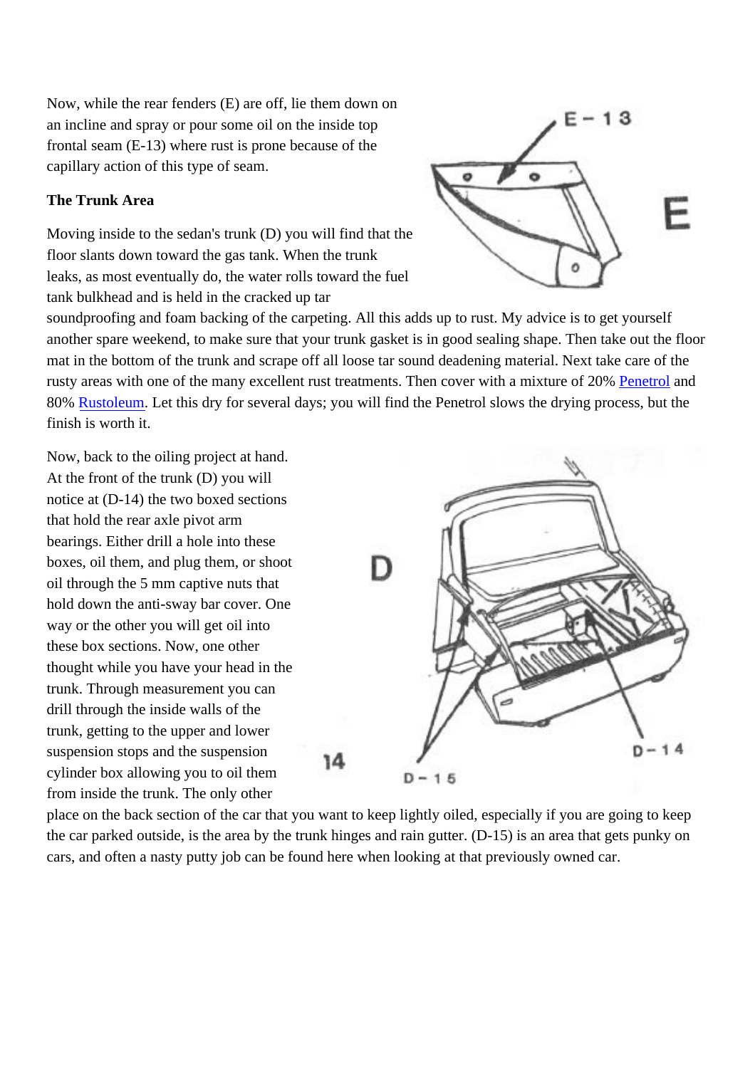Now, while the rear fenders (E) are off, lie them down on an incline and spray or pour some oil on the inside top frontal seam (E-13) where rust is prone because of the capillary action of this type of seam.

### The Trunk Area

Moving inside to the sedan's trunk (D) you will find that the floor slants down toward the gas tank. When the trunk leaks, as most eventually do, the water rolls toward the fuel tank bulkhead and is held in the cracked up tar soundproofing and foam backing of the carpeting. All this adds up to rust. My advice is to get yourself another spare weekend, to make sure that your trunk gasket is in good sealing shape. Then take out the floor mat in the bottom of the trunk and scrape off all loose tar sound deadening material. Next take care of the rusty areas with one of the many excellent rust treatments. Then cover with a mixture of 20% Penetrol and 80% Rustoleum. Let this dry for several days; you will find the Penetrol slows the drying process, but the finish is worth it.

Now, back to the oiling project at hand. At the front of the trunk (D) you will notice at (D-14) the two boxed sections that hold the rear axle pivot arm bearings. Either drill a hole into these boxes, oil them, and plug them, or shoot oil through the 5 mm captive nuts that hold down the anti-sway bar cover. One way or the other you will get oil into these box sections. Now, one other thought while you have your head in the trunk. Through measurement you can drill through the inside walls of the trunk, getting to the upper and lower suspension stops and the suspension cylinder box allowing you to oil them from inside the trunk. The only other place on the back section of the car that you want to keep lightly oiled, especially if you are going to keep the car parked outside, is the area by the trunk hinges and rain gutter. (D-15) is an area that gets punky on cars, and often a nasty putty job can be found here when looking at that previously owned car.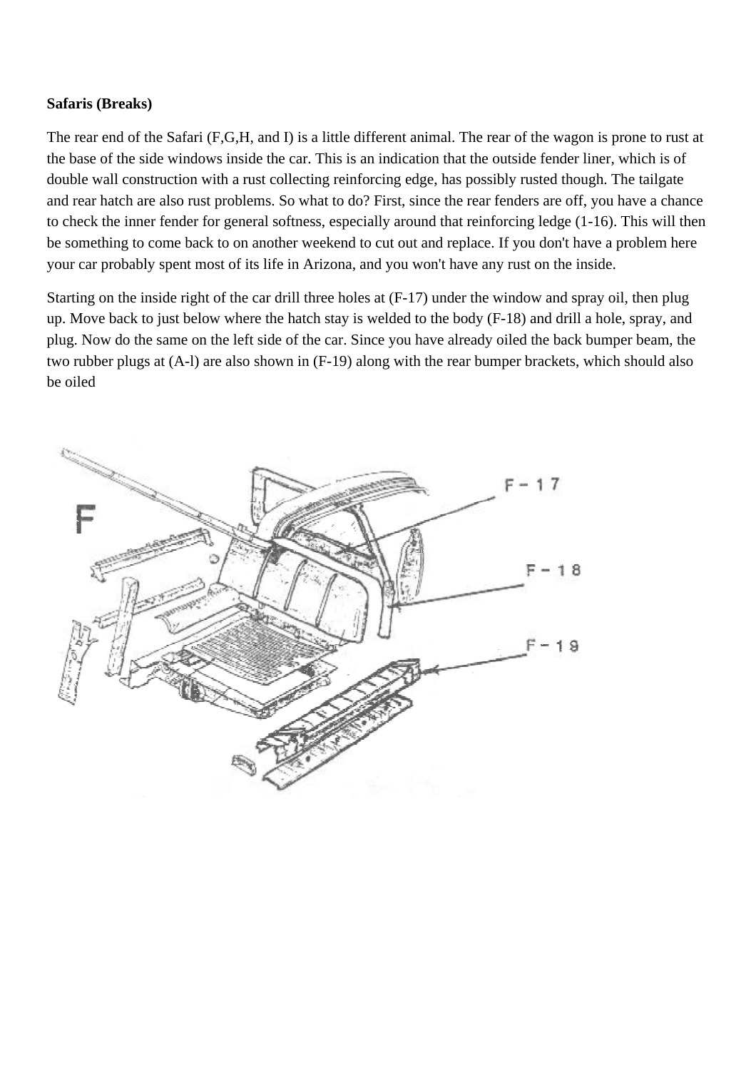**Safaris (Breaks)**

The rear end of the Safari (F,G,H, and I) is a little different animal. The rear of the wagon is prone to rust at the base of the side windows inside the car. This is an indication that the outside fender liner, which is of double wall construction with a rust collecting reinforcing edge, has possibly rusted though. The tailgate and rear hatch are also rust problems. So what to do? First, since the rear fenders are off, you have a chance to check the inner fender for general softness, especially around that reinforcing ledge (1-16). This will then be something to come back to on another weekend to cut out and replace. If you don't have a problem here your car probably spent most of its life in Arizona, and you won't have any rust on the inside.

Starting on the inside right of the car drill three holes at (F-17) under the window and spray oil, then plug up. Move back to just below where the hatch stay is welded to the body (F-18) and drill a hole, spray, and plug. Now do the same on the left side of the car. Since you have already oiled the back bumper beam, the two rubber plugs at (A-l) are also shown in (F-19) along with the rear bumper brackets, which should also be oiled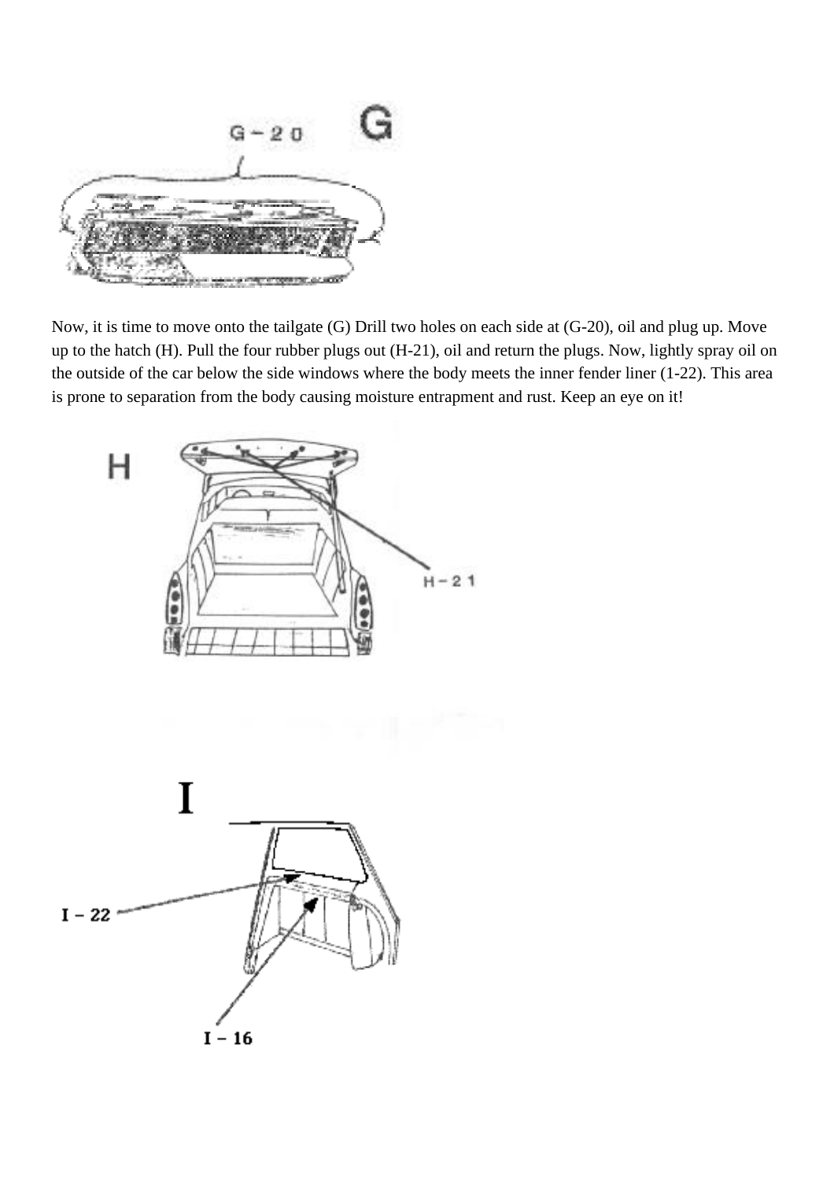Now, it is time to move onto the tailgate (G) Drill two holes on each side at (G-20), oil and plug up. Move up to the hatch (H). Pull the four rubber plugs out (H-21), oil and return the plugs. Now, lightly spray oil on the outside of the car below the side windows where the body meets the inner fender liner (1-22). This area is prone to separation from the body causing moisture entrapment and rust. Keep an eye on it!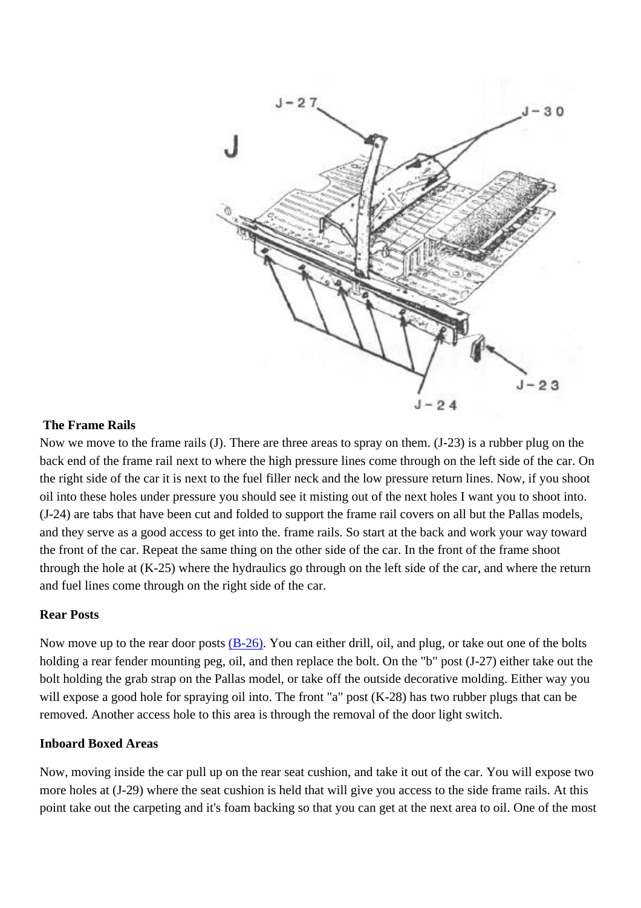### The Frame Rails

Now we move to the frame rails (J). There are three areas to spray on them. (J-23) is a rubber plug on the back end of the frame rail next to where the high pressure lines come through on the left side of the car. On the right side of the car it is next to the fuel filler neck and the low pressure return lines. Now, if you shoot oil into these holes under pressure you should see it misting out of the next holes I want you to shoot into. (J-24) are tabs that have been cut and folded to support the frame rail covers on all but the Pallas models, and they serve as a good access to get into the. frame rails. So start at the back and work your way toward the front of the car. Repeat the same thing on the other side of the car. In the front of the frame shoot through the hole at (K-25) where the hydraulics go through on the left side of the car, and where the return and fuel lines come through on the right side of the car.

### Rear Posts

Now move up to the rear door posts [(B-26)](). You can either drill, oil, and plug, or take out one of the bolts holding a rear fender mounting peg, oil, and then replace the bolt. On the "b" post (J-27) either take out the bolt holding the grab strap on the Pallas model, or take off the outside decorative molding. Either way you will expose a good hole for spraying oil into. The front "a" post (K-28) has two rubber plugs that can be removed. Another access hole to this area is through the removal of the door light switch.

### Inboard Boxed Areas

Now, moving inside the car pull up on the rear seat cushion, and take it out of the car. You will expose two more holes at (J-29) where the seat cushion is held that will give you access to the side frame rails. At this point take out the carpeting and it's foam backing so that you can get at the next area to oil. One of the most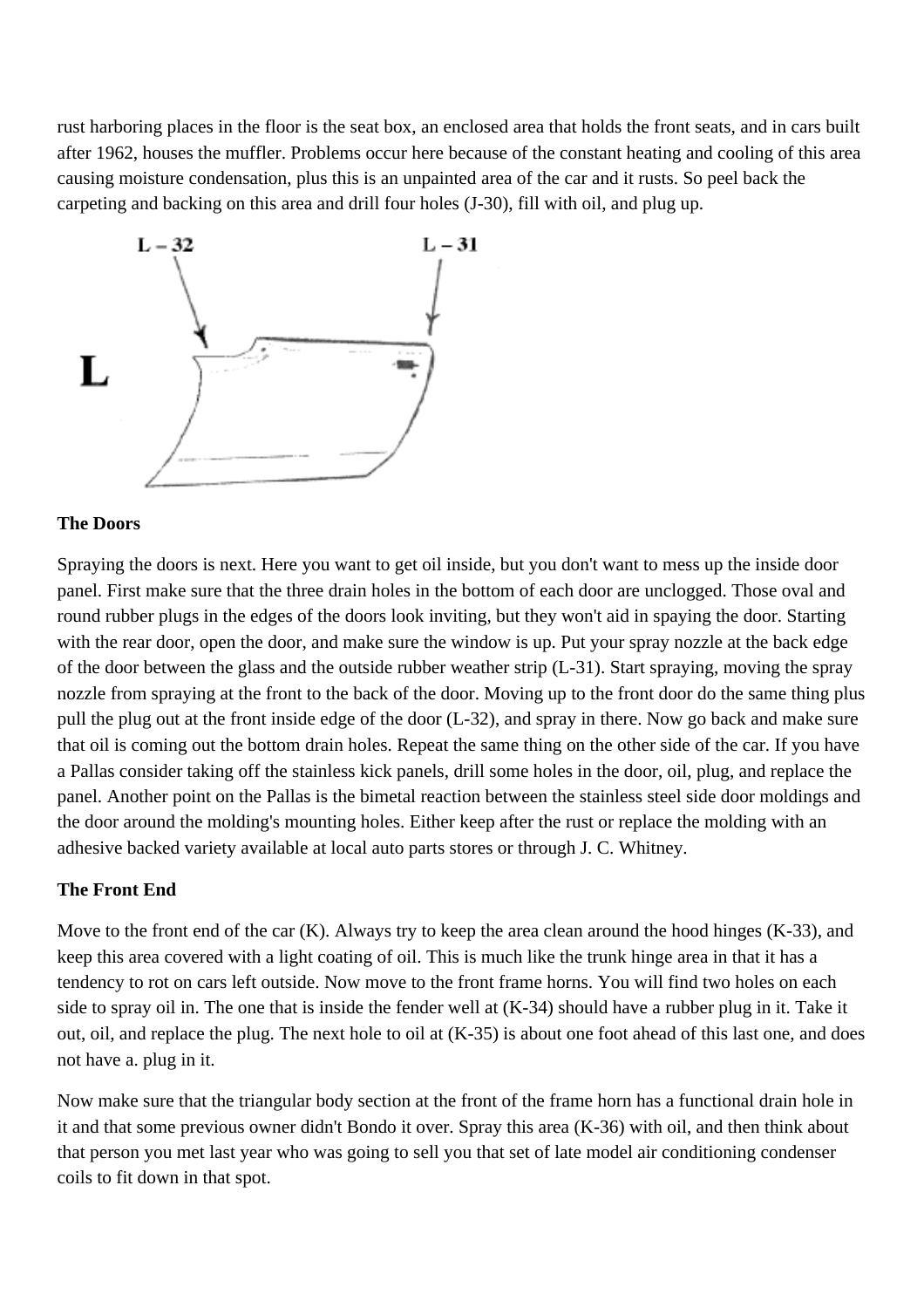rust harboring places in the floor is the seat box, an enclosed area that holds the front seats, and in cars built after 1962, houses the muffler. Problems occur here because of the constant heating and cooling of this area causing moisture condensation, plus this is an unpainted area of the car and it rusts. So peel back the carpeting and backing on this area and drill four holes (J-30), fill with oil, and plug up.

L

L – 32 L – 31

### The Doors

Spraying the doors is next. Here you want to get oil inside, but you don't want to mess up the inside door panel. First make sure that the three drain holes in the bottom of each door are unclogged. Those oval and round rubber plugs in the edges of the doors look inviting, but they won't aid in spaying the door. Starting with the rear door, open the door, and make sure the window is up. Put your spray nozzle at the back edge of the door between the glass and the outside rubber weather strip (L-31). Start spraying, moving the spray nozzle from spraying at the front to the back of the door. Moving up to the front door do the same thing plus pull the plug out at the front inside edge of the door (L-32), and spray in there. Now go back and make sure that oil is coming out the bottom drain holes. Repeat the same thing on the other side of the car. If you have a Pallas consider taking off the stainless kick panels, drill some holes in the door, oil, plug, and replace the panel. Another point on the Pallas is the bimetal reaction between the stainless steel side door moldings and the door around the molding's mounting holes. Either keep after the rust or replace the molding with an adhesive backed variety available at local auto parts stores or through J. C. Whitney.

### The Front End

Move to the front end of the car (K). Always try to keep the area clean around the hood hinges (K-33), and keep this area covered with a light coating of oil. This is much like the trunk hinge area in that it has a tendency to rot on cars left outside. Now move to the front frame horns. You will find two holes on each side to spray oil in. The one that is inside the fender well at (K-34) should have a rubber plug in it. Take it out, oil, and replace the plug. The next hole to oil at (K-35) is about one foot ahead of this last one, and does not have a. plug in it.

Now make sure that the triangular body section at the front of the frame horn has a functional drain hole in it and that some previous owner didn't Bondo it over. Spray this area (K-36) with oil, and then think about that person you met last year who was going to sell you that set of late model air conditioning condenser coils to fit down in that spot.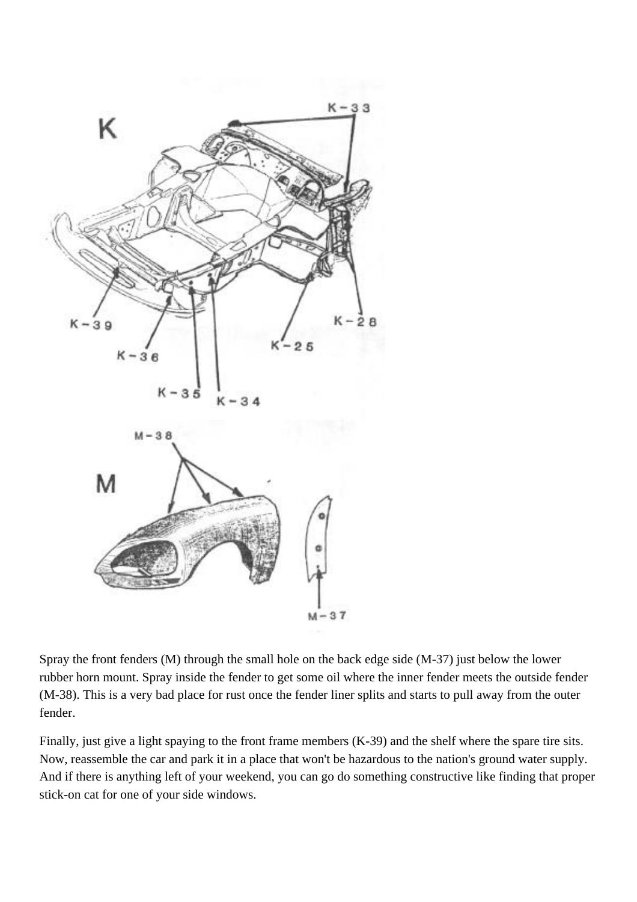K

K-33

K-39

K-28

K-25

K-36

K-35

K-34

M-38

M

M-37

Spray the front fenders (M) through the small hole on the back edge side (M-37) just below the lower rubber horn mount. Spray inside the fender to get some oil where the inner fender meets the outside fender (M-38). This is a very bad place for rust once the fender liner splits and starts to pull away from the outer fender.

Finally, just give a light spaying to the front frame members (K-39) and the shelf where the spare tire sits. Now, reassemble the car and park it in a place that won't be hazardous to the nation's ground water supply. And if there is anything left of your weekend, you can go do something constructive like finding that proper stick-on cat for one of your side windows.